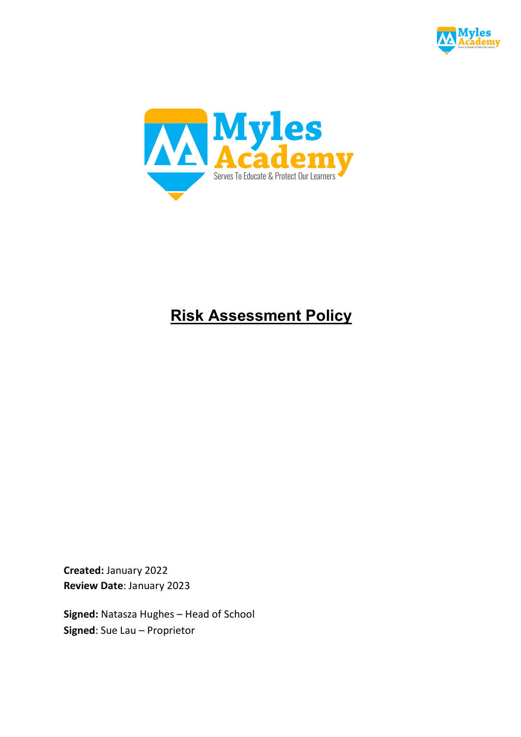# Risk Assessment Policy

**Created:** January 2022
**Review Date**: January 2023

**Signed:** Natasza Hughes – Head of School
**Signed**: Sue Lau – Proprietor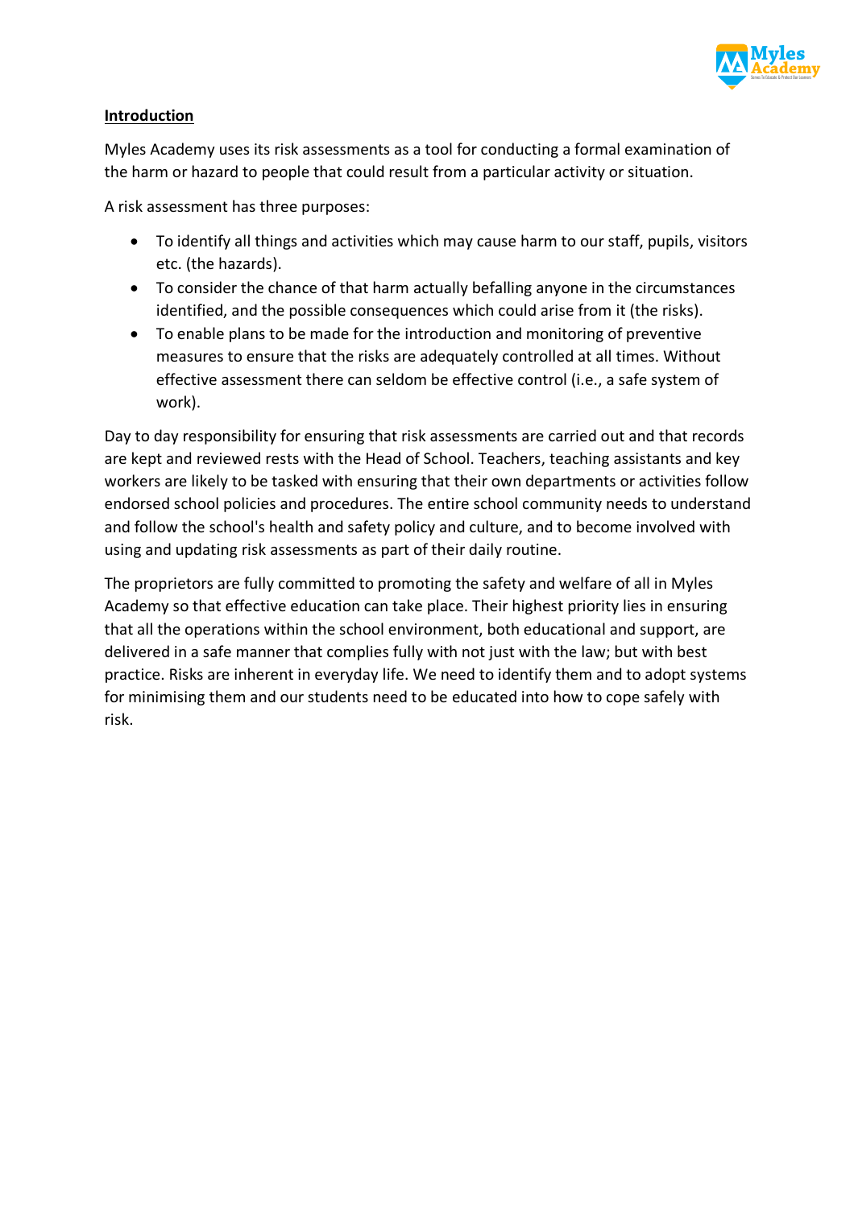## Introduction

Myles Academy uses its risk assessments as a tool for conducting a formal examination of the harm or hazard to people that could result from a particular activity or situation.

A risk assessment has three purposes:

- To identify all things and activities which may cause harm to our staff, pupils, visitors etc. (the hazards).
- To consider the chance of that harm actually befalling anyone in the circumstances identified, and the possible consequences which could arise from it (the risks).
- To enable plans to be made for the introduction and monitoring of preventive measures to ensure that the risks are adequately controlled at all times. Without effective assessment there can seldom be effective control (i.e., a safe system of work).

Day to day responsibility for ensuring that risk assessments are carried out and that records are kept and reviewed rests with the Head of School. Teachers, teaching assistants and key workers are likely to be tasked with ensuring that their own departments or activities follow endorsed school policies and procedures. The entire school community needs to understand and follow the school's health and safety policy and culture, and to become involved with using and updating risk assessments as part of their daily routine.

The proprietors are fully committed to promoting the safety and welfare of all in Myles Academy so that effective education can take place. Their highest priority lies in ensuring that all the operations within the school environment, both educational and support, are delivered in a safe manner that complies fully with not just with the law; but with best practice. Risks are inherent in everyday life. We need to identify them and to adopt systems for minimising them and our students need to be educated into how to cope safely with risk.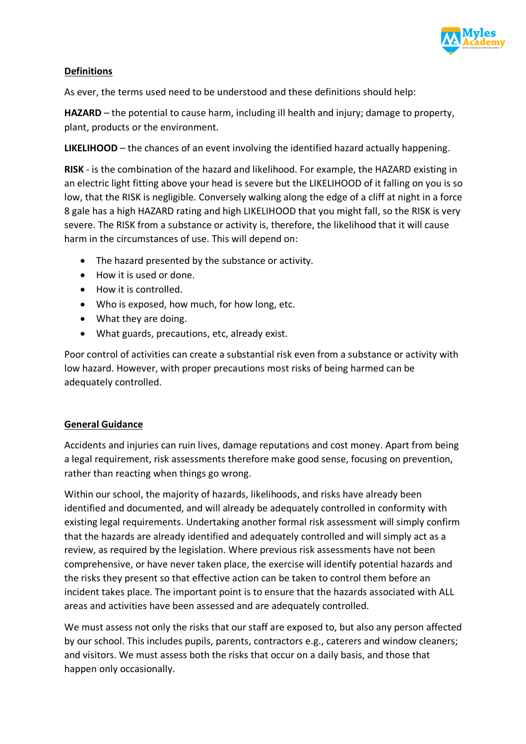**Definitions**

As ever, the terms used need to be understood and these definitions should help:

**HAZARD** – the potential to cause harm, including ill health and injury; damage to property, plant, products or the environment.

**LIKELIHOOD** – the chances of an event involving the identified hazard actually happening.

**RISK** - is the combination of the hazard and likelihood. For example, the HAZARD existing in an electric light fitting above your head is severe but the LIKELIHOOD of it falling on you is so low, that the RISK is negligible. Conversely walking along the edge of a cliff at night in a force 8 gale has a high HAZARD rating and high LIKELIHOOD that you might fall, so the RISK is very severe. The RISK from a substance or activity is, therefore, the likelihood that it will cause harm in the circumstances of use. This will depend on:

- The hazard presented by the substance or activity.
- How it is used or done.
- How it is controlled.
- Who is exposed, how much, for how long, etc.
- What they are doing.
- What guards, precautions, etc, already exist.

Poor control of activities can create a substantial risk even from a substance or activity with low hazard. However, with proper precautions most risks of being harmed can be adequately controlled.

**General Guidance**

Accidents and injuries can ruin lives, damage reputations and cost money. Apart from being a legal requirement, risk assessments therefore make good sense, focusing on prevention, rather than reacting when things go wrong.

Within our school, the majority of hazards, likelihoods, and risks have already been identified and documented, and will already be adequately controlled in conformity with existing legal requirements. Undertaking another formal risk assessment will simply confirm that the hazards are already identified and adequately controlled and will simply act as a review, as required by the legislation. Where previous risk assessments have not been comprehensive, or have never taken place, the exercise will identify potential hazards and the risks they present so that effective action can be taken to control them before an incident takes place. The important point is to ensure that the hazards associated with ALL areas and activities have been assessed and are adequately controlled.

We must assess not only the risks that our staff are exposed to, but also any person affected by our school. This includes pupils, parents, contractors e.g., caterers and window cleaners; and visitors. We must assess both the risks that occur on a daily basis, and those that happen only occasionally.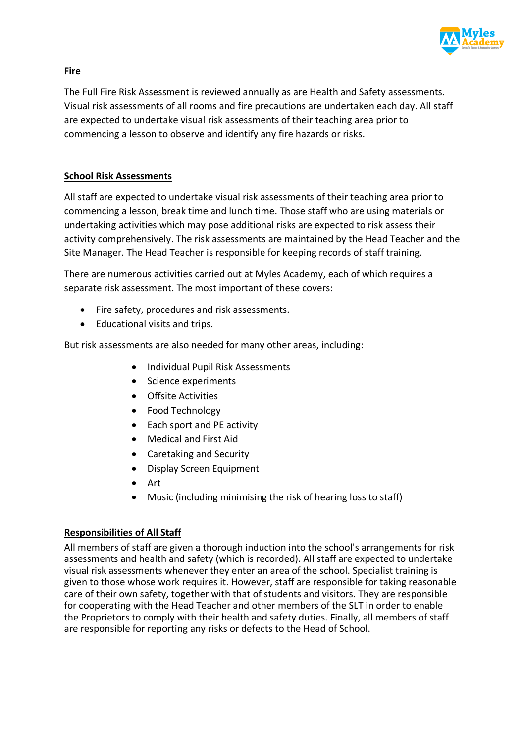## Fire

The Full Fire Risk Assessment is reviewed annually as are Health and Safety assessments. Visual risk assessments of all rooms and fire precautions are undertaken each day. All staff are expected to undertake visual risk assessments of their teaching area prior to commencing a lesson to observe and identify any fire hazards or risks.

## School Risk Assessments

All staff are expected to undertake visual risk assessments of their teaching area prior to commencing a lesson, break time and lunch time. Those staff who are using materials or undertaking activities which may pose additional risks are expected to risk assess their activity comprehensively. The risk assessments are maintained by the Head Teacher and the Site Manager. The Head Teacher is responsible for keeping records of staff training.

There are numerous activities carried out at Myles Academy, each of which requires a separate risk assessment. The most important of these covers:

- Fire safety, procedures and risk assessments.
- Educational visits and trips.

But risk assessments are also needed for many other areas, including:

- Individual Pupil Risk Assessments
- Science experiments
- Offsite Activities
- Food Technology
- Each sport and PE activity
- Medical and First Aid
- Caretaking and Security
- Display Screen Equipment
- Art
- Music (including minimising the risk of hearing loss to staff)

## Responsibilities of All Staff

All members of staff are given a thorough induction into the school's arrangements for risk assessments and health and safety (which is recorded). All staff are expected to undertake visual risk assessments whenever they enter an area of the school. Specialist training is given to those whose work requires it. However, staff are responsible for taking reasonable care of their own safety, together with that of students and visitors. They are responsible for cooperating with the Head Teacher and other members of the SLT in order to enable the Proprietors to comply with their health and safety duties. Finally, all members of staff are responsible for reporting any risks or defects to the Head of School.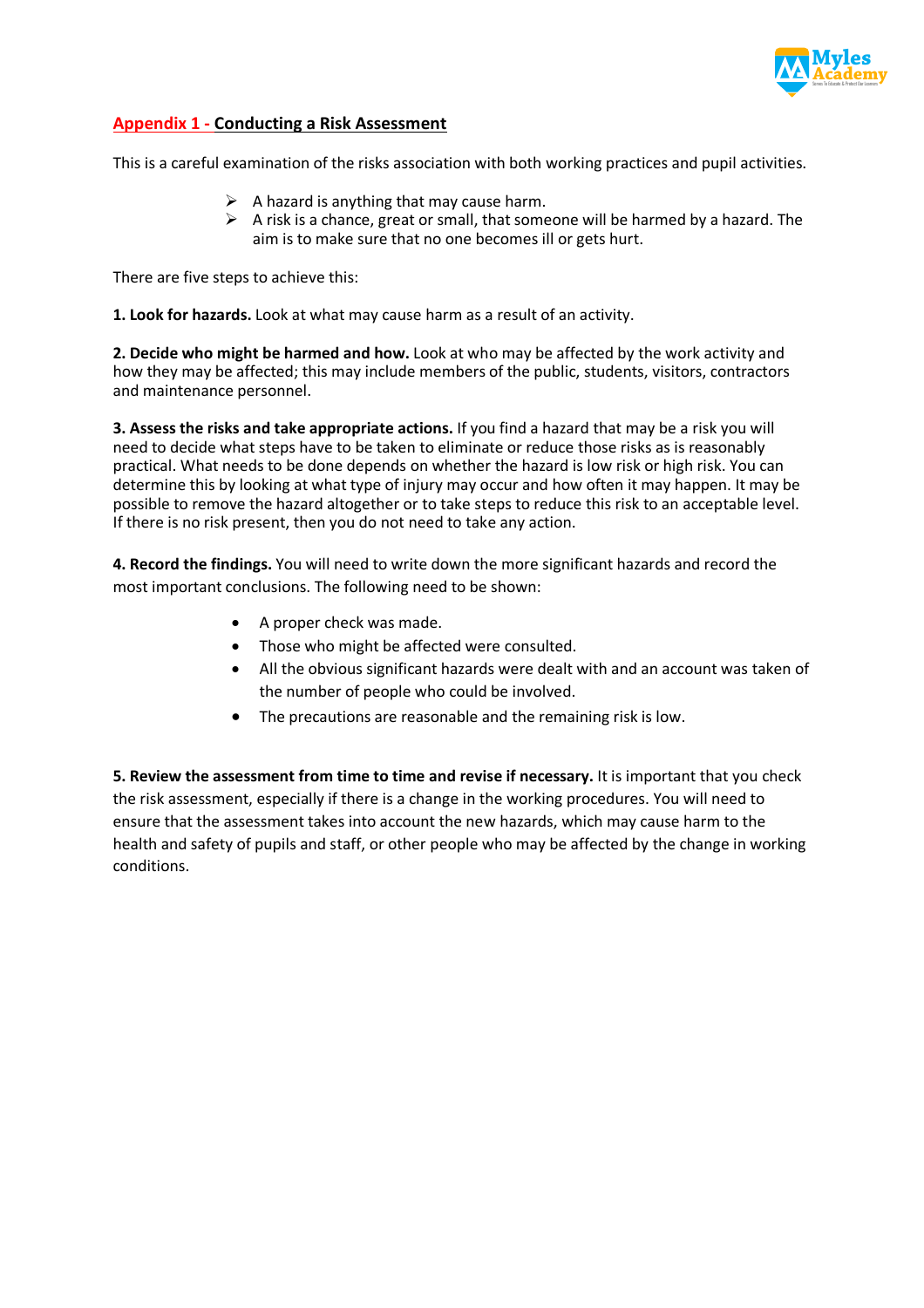## Appendix 1 - Conducting a Risk Assessment

This is a careful examination of the risks association with both working practices and pupil activities.

- A hazard is anything that may cause harm.
- A risk is a chance, great or small, that someone will be harmed by a hazard. The aim is to make sure that no one becomes ill or gets hurt.

There are five steps to achieve this:

**1. Look for hazards.** Look at what may cause harm as a result of an activity.

**2. Decide who might be harmed and how.** Look at who may be affected by the work activity and how they may be affected; this may include members of the public, students, visitors, contractors and maintenance personnel.

**3. Assess the risks and take appropriate actions.** If you find a hazard that may be a risk you will need to decide what steps have to be taken to eliminate or reduce those risks as is reasonably practical. What needs to be done depends on whether the hazard is low risk or high risk. You can determine this by looking at what type of injury may occur and how often it may happen. It may be possible to remove the hazard altogether or to take steps to reduce this risk to an acceptable level. If there is no risk present, then you do not need to take any action.

**4. Record the findings.** You will need to write down the more significant hazards and record the most important conclusions. The following need to be shown:

- A proper check was made.
- Those who might be affected were consulted.
- All the obvious significant hazards were dealt with and an account was taken of the number of people who could be involved.
- The precautions are reasonable and the remaining risk is low.

**5. Review the assessment from time to time and revise if necessary.** It is important that you check the risk assessment, especially if there is a change in the working procedures. You will need to ensure that the assessment takes into account the new hazards, which may cause harm to the health and safety of pupils and staff, or other people who may be affected by the change in working conditions.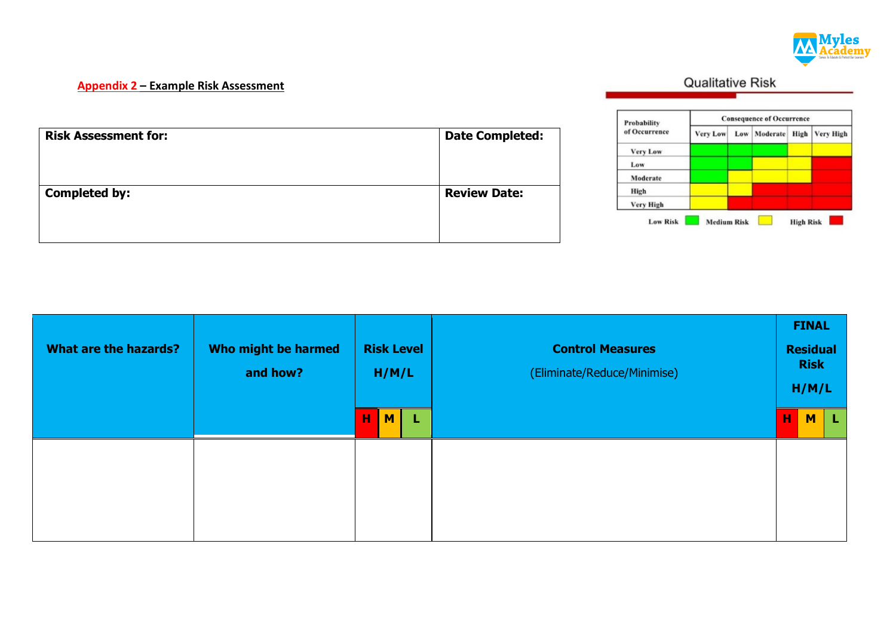## Appendix 2 – Example Risk Assessment

| Risk Assessment for: | Date Completed: |
|---|---|
| **Completed by:** | **Review Date:** |

**Qualitative Risk**

| Probability of Occurrence | Consequence of Occurrence | | | | |
|---|---|---|---|---|---|
| | Very Low | Low | Moderate | High | Very High |
| Very Low | Low Risk | Low Risk | Low Risk | Medium Risk | Medium Risk |
| Low | Low Risk | Low Risk | Medium Risk | Medium Risk | High Risk |
| Moderate | Low Risk | Medium Risk | Medium Risk | Medium Risk | High Risk |
| High | Medium Risk | Medium Risk | High Risk | High Risk | High Risk |
| Very High | Medium Risk | High Risk | High Risk | High Risk | High Risk |

Low Risk | Medium Risk | High Risk

| What are the hazards? | Who might be harmed and how? | Risk Level H/M/L | | | Control Measures (Eliminate/Reduce/Minimise) | FINAL Residual Risk H/M/L | | |
|---|---|---|---|---|---|---|---|---|
| | | H | M | L | | H | M | L |
| | | | | | | | | |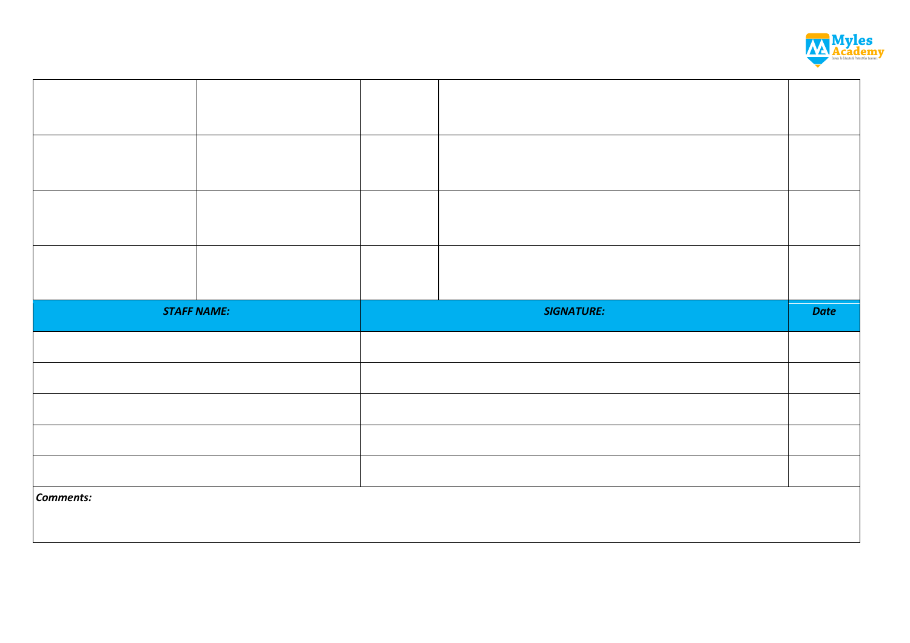| | | | | |
|---|---|---|---|---|
| | | | | |
| | | | | |
| | | | | |
| | | | | |

| ***STAFF NAME:*** | ***SIGNATURE:*** | ***Date*** |
|---|---|---|
| | | |
| | | |
| | | |
| | | |
| | | |

***Comments:***